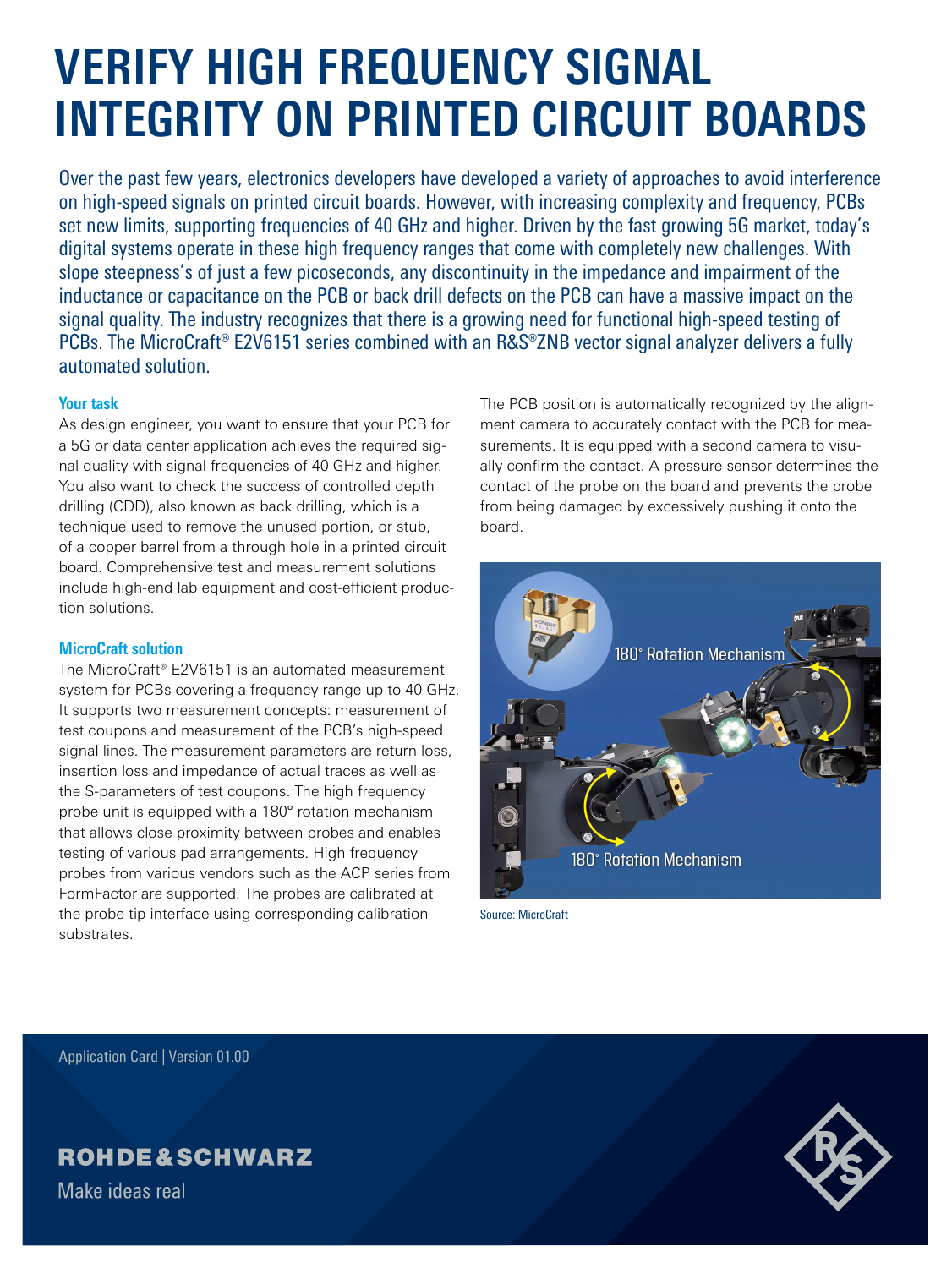# VERIFY HIGH FREQUENCY SIGNAL INTEGRITY ON PRINTED CIRCUIT BOARDS

Over the past few years, electronics developers have developed a variety of approaches to avoid interference on high-speed signals on printed circuit boards. However, with increasing complexity and frequency, PCBs set new limits, supporting frequencies of 40 GHz and higher. Driven by the fast growing 5G market, today's digital systems operate in these high frequency ranges that come with completely new challenges. With slope steepness's of just a few picoseconds, any discontinuity in the impedance and impairment of the inductance or capacitance on the PCB or back drill defects on the PCB can have a massive impact on the signal quality. The industry recognizes that there is a growing need for functional high-speed testing of PCBs. The MicroCraft® E2V6151 series combined with an R&S®ZNB vector signal analyzer delivers a fully automated solution.

### Your task

As design engineer, you want to ensure that your PCB for a 5G or data center application achieves the required signal quality with signal frequencies of 40 GHz and higher. You also want to check the success of controlled depth drilling (CDD), also known as back drilling, which is a technique used to remove the unused portion, or stub, of a copper barrel from a through hole in a printed circuit board. Comprehensive test and measurement solutions include high-end lab equipment and cost-efficient production solutions.

### MicroCraft solution

The MicroCraft® E2V6151 is an automated measurement system for PCBs covering a frequency range up to 40 GHz. It supports two measurement concepts: measurement of test coupons and measurement of the PCB's high-speed signal lines. The measurement parameters are return loss, insertion loss and impedance of actual traces as well as the S-parameters of test coupons. The high frequency probe unit is equipped with a 180° rotation mechanism that allows close proximity between probes and enables testing of various pad arrangements. High frequency probes from various vendors such as the ACP series from FormFactor are supported. The probes are calibrated at the probe tip interface using corresponding calibration substrates.

The PCB position is automatically recognized by the alignment camera to accurately contact with the PCB for measurements. It is equipped with a second camera to visually confirm the contact. A pressure sensor determines the contact of the probe on the board and prevents the probe from being damaged by excessively pushing it onto the board.

180° Rotation Mechanism

180° Rotation Mechanism

Source: MicroCraft

Application Card | Version 01.00

ROHDE&SCHWARZ

Make ideas real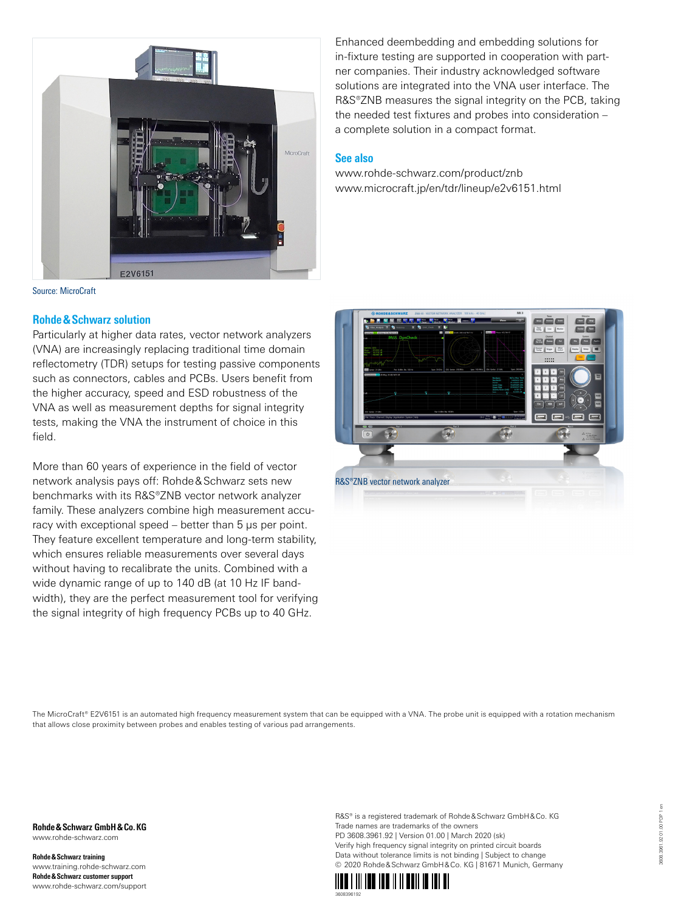Source: MicroCraft

Enhanced deembedding and embedding solutions for in-fixture testing are supported in cooperation with partner companies. Their industry acknowledged software solutions are integrated into the VNA user interface. The R&S®ZNB measures the signal integrity on the PCB, taking the needed test fixtures and probes into consideration – a complete solution in a compact format.

### See also

www.rohde-schwarz.com/product/znb
www.microcraft.jp/en/tdr/lineup/e2v6151.html

### Rohde & Schwarz solution

Particularly at higher data rates, vector network analyzers (VNA) are increasingly replacing traditional time domain reflectometry (TDR) setups for testing passive components such as connectors, cables and PCBs. Users benefit from the higher accuracy, speed and ESD robustness of the VNA as well as measurement depths for signal integrity tests, making the VNA the instrument of choice in this field.

More than 60 years of experience in the field of vector network analysis pays off: Rohde & Schwarz sets new benchmarks with its R&S®ZNB vector network analyzer family. These analyzers combine high measurement accuracy with exceptional speed – better than 5 µs per point. They feature excellent temperature and long-term stability, which ensures reliable measurements over several days without having to recalibrate the units. Combined with a wide dynamic range of up to 140 dB (at 10 Hz IF bandwidth), they are the perfect measurement tool for verifying the signal integrity of high frequency PCBs up to 40 GHz.

R&S®ZNB vector network analyzer

The MicroCraft® E2V6151 is an automated high frequency measurement system that can be equipped with a VNA. The probe unit is equipped with a rotation mechanism that allows close proximity between probes and enables testing of various pad arrangements.

**Rohde & Schwarz GmbH & Co. KG**
www.rohde-schwarz.com

**Rohde & Schwarz training**
www.training.rohde-schwarz.com
**Rohde & Schwarz customer support**
www.rohde-schwarz.com/support

R&S® is a registered trademark of Rohde & Schwarz GmbH & Co. KG
Trade names are trademarks of the owners
PD 3608.3961.92 | Version 01.00 | March 2020 (sk)
Verify high frequency signal integrity on printed circuit boards
Data without tolerance limits is not binding | Subject to change
© 2020 Rohde & Schwarz GmbH & Co. KG | 81671 Munich, Germany

3608396192

3608.3961.92 01.00 PDP 1 en